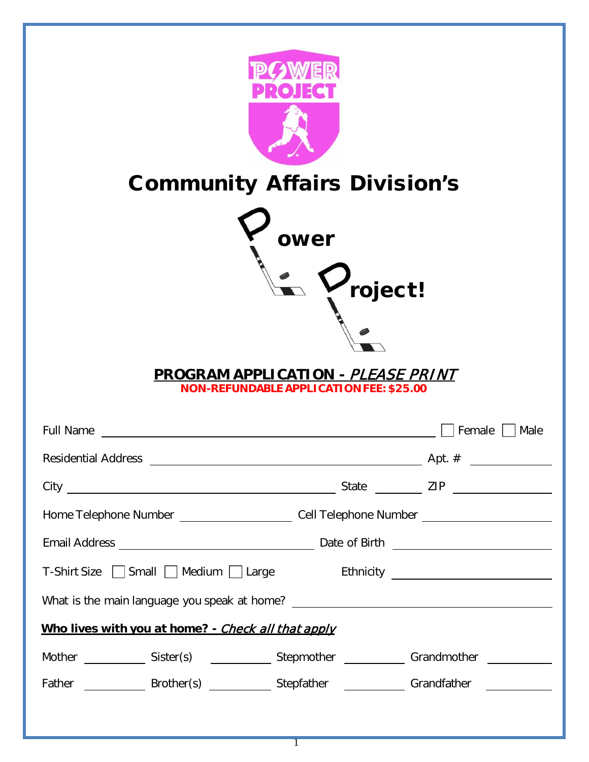# Community Affairs Division's

# Power Project!

## PROGRAM APPLICATION - *PLEASE PRINT*

**NON-REFUNDABLE APPLICATION FEE: $25.00**

Full Name ______________________________ ☐ Female ☐ Male

Residential Address ______________________________ Apt. # __________

City ______________________________ State ________ ZIP __________

Home Telephone Number ______________ Cell Telephone Number ______________

Email Address ______________________ Date of Birth ______________

T-Shirt Size ☐ Small ☐ Medium ☐ Large Ethnicity ______________

What is the main language you speak at home? ______________________

**Who lives with you at home? - *Check all that apply***

Mother ________ Sister(s) ________ Stepmother ________ Grandmother ________

Father ________ Brother(s) ________ Stepfather ________ Grandfather ________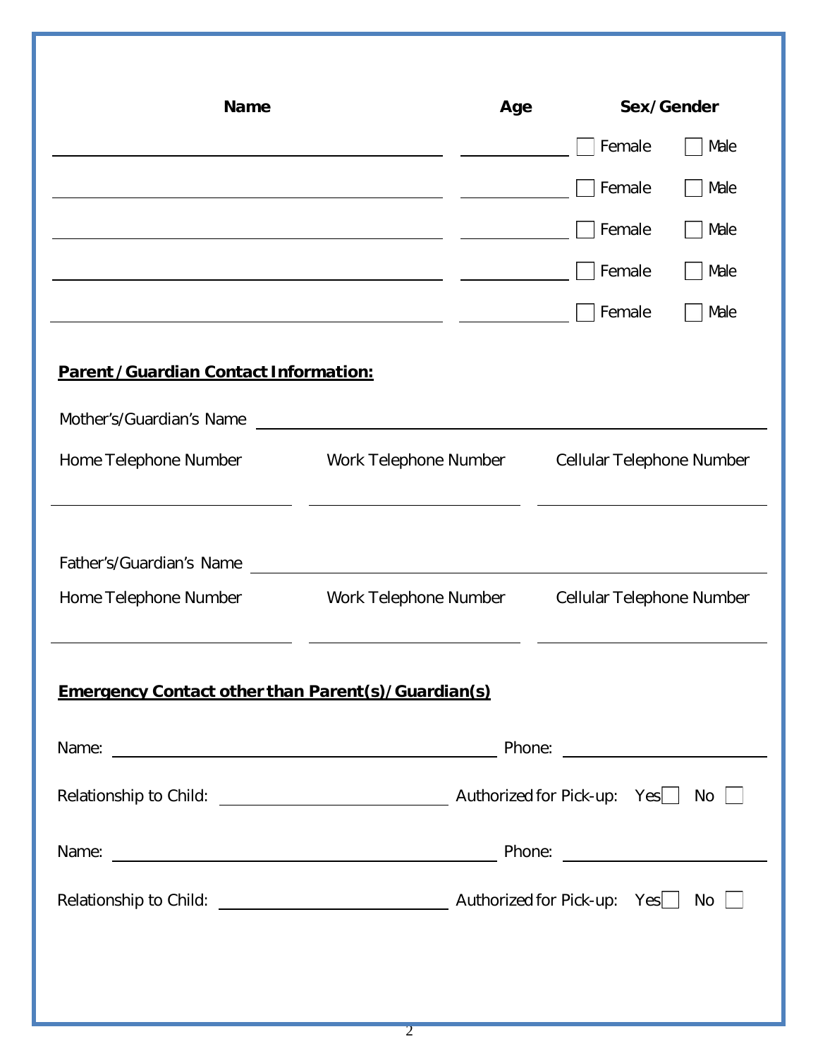| Name | Age | Sex/Gender |
| --- | --- | --- |
| | | ☐ Female ☐ Male |
| | | ☐ Female ☐ Male |
| | | ☐ Female ☐ Male |
| | | ☐ Female ☐ Male |
| | | ☐ Female ☐ Male |

**Parent/Guardian Contact Information:**

Mother's/Guardian's Name ______________________________

| Home Telephone Number | Work Telephone Number | Cellular Telephone Number |
| --- | --- | --- |
| | | |

Father's/Guardian's Name ______________________________

| Home Telephone Number | Work Telephone Number | Cellular Telephone Number |
| --- | --- | --- |
| | | |

**Emergency Contact other than Parent(s)/Guardian(s)**

Name: ______________________________ Phone: ______________________________

Relationship to Child: ______________________________ Authorized for Pick-up: Yes ☐ No ☐

Name: ______________________________ Phone: ______________________________

Relationship to Child: ______________________________ Authorized for Pick-up: Yes ☐ No ☐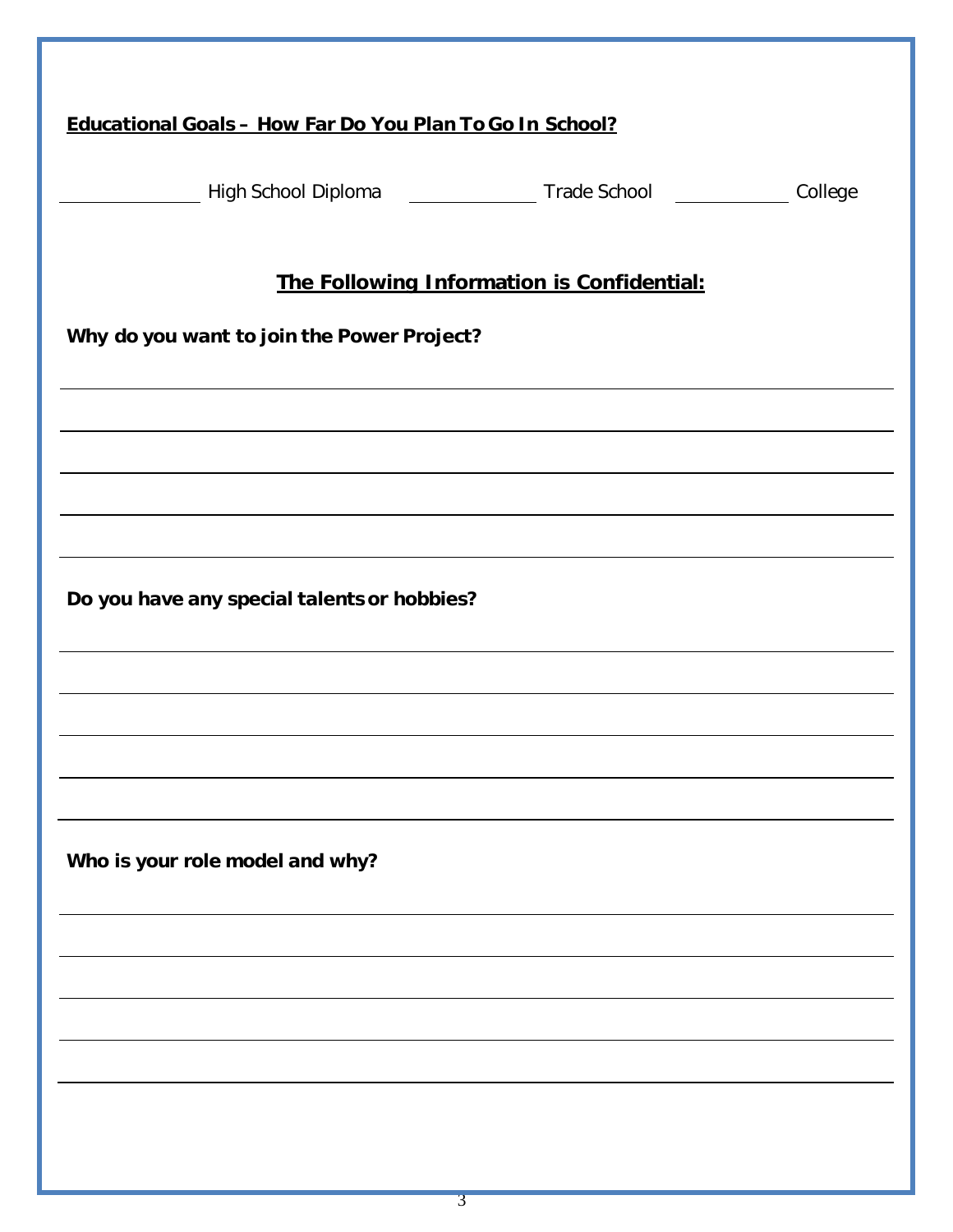**Educational Goals – How Far Do You Plan To Go In School?**

\_\_\_\_\_\_\_\_\_\_\_\_ High School Diploma \_\_\_\_\_\_\_\_\_\_\_\_ Trade School \_\_\_\_\_\_\_\_\_\_\_\_ College

## The Following Information is Confidential:

**Why do you want to join the Power Project?**

\_\_\_\_\_\_\_\_\_\_\_\_\_\_\_\_\_\_\_\_\_\_\_\_\_\_\_\_\_\_\_\_\_\_\_\_\_\_\_\_\_\_\_\_\_\_\_\_\_\_\_\_\_\_\_\_\_\_\_\_\_\_\_\_\_\_\_\_\_\_\_\_

\_\_\_\_\_\_\_\_\_\_\_\_\_\_\_\_\_\_\_\_\_\_\_\_\_\_\_\_\_\_\_\_\_\_\_\_\_\_\_\_\_\_\_\_\_\_\_\_\_\_\_\_\_\_\_\_\_\_\_\_\_\_\_\_\_\_\_\_\_\_\_\_

\_\_\_\_\_\_\_\_\_\_\_\_\_\_\_\_\_\_\_\_\_\_\_\_\_\_\_\_\_\_\_\_\_\_\_\_\_\_\_\_\_\_\_\_\_\_\_\_\_\_\_\_\_\_\_\_\_\_\_\_\_\_\_\_\_\_\_\_\_\_\_\_

\_\_\_\_\_\_\_\_\_\_\_\_\_\_\_\_\_\_\_\_\_\_\_\_\_\_\_\_\_\_\_\_\_\_\_\_\_\_\_\_\_\_\_\_\_\_\_\_\_\_\_\_\_\_\_\_\_\_\_\_\_\_\_\_\_\_\_\_\_\_\_\_

\_\_\_\_\_\_\_\_\_\_\_\_\_\_\_\_\_\_\_\_\_\_\_\_\_\_\_\_\_\_\_\_\_\_\_\_\_\_\_\_\_\_\_\_\_\_\_\_\_\_\_\_\_\_\_\_\_\_\_\_\_\_\_\_\_\_\_\_\_\_\_\_

**Do you have any special talents or hobbies?**

\_\_\_\_\_\_\_\_\_\_\_\_\_\_\_\_\_\_\_\_\_\_\_\_\_\_\_\_\_\_\_\_\_\_\_\_\_\_\_\_\_\_\_\_\_\_\_\_\_\_\_\_\_\_\_\_\_\_\_\_\_\_\_\_\_\_\_\_\_\_\_\_

\_\_\_\_\_\_\_\_\_\_\_\_\_\_\_\_\_\_\_\_\_\_\_\_\_\_\_\_\_\_\_\_\_\_\_\_\_\_\_\_\_\_\_\_\_\_\_\_\_\_\_\_\_\_\_\_\_\_\_\_\_\_\_\_\_\_\_\_\_\_\_\_

\_\_\_\_\_\_\_\_\_\_\_\_\_\_\_\_\_\_\_\_\_\_\_\_\_\_\_\_\_\_\_\_\_\_\_\_\_\_\_\_\_\_\_\_\_\_\_\_\_\_\_\_\_\_\_\_\_\_\_\_\_\_\_\_\_\_\_\_\_\_\_\_

\_\_\_\_\_\_\_\_\_\_\_\_\_\_\_\_\_\_\_\_\_\_\_\_\_\_\_\_\_\_\_\_\_\_\_\_\_\_\_\_\_\_\_\_\_\_\_\_\_\_\_\_\_\_\_\_\_\_\_\_\_\_\_\_\_\_\_\_\_\_\_\_

\_\_\_\_\_\_\_\_\_\_\_\_\_\_\_\_\_\_\_\_\_\_\_\_\_\_\_\_\_\_\_\_\_\_\_\_\_\_\_\_\_\_\_\_\_\_\_\_\_\_\_\_\_\_\_\_\_\_\_\_\_\_\_\_\_\_\_\_\_\_\_\_

**Who is your role model and why?**

\_\_\_\_\_\_\_\_\_\_\_\_\_\_\_\_\_\_\_\_\_\_\_\_\_\_\_\_\_\_\_\_\_\_\_\_\_\_\_\_\_\_\_\_\_\_\_\_\_\_\_\_\_\_\_\_\_\_\_\_\_\_\_\_\_\_\_\_\_\_\_\_

\_\_\_\_\_\_\_\_\_\_\_\_\_\_\_\_\_\_\_\_\_\_\_\_\_\_\_\_\_\_\_\_\_\_\_\_\_\_\_\_\_\_\_\_\_\_\_\_\_\_\_\_\_\_\_\_\_\_\_\_\_\_\_\_\_\_\_\_\_\_\_\_

\_\_\_\_\_\_\_\_\_\_\_\_\_\_\_\_\_\_\_\_\_\_\_\_\_\_\_\_\_\_\_\_\_\_\_\_\_\_\_\_\_\_\_\_\_\_\_\_\_\_\_\_\_\_\_\_\_\_\_\_\_\_\_\_\_\_\_\_\_\_\_\_

\_\_\_\_\_\_\_\_\_\_\_\_\_\_\_\_\_\_\_\_\_\_\_\_\_\_\_\_\_\_\_\_\_\_\_\_\_\_\_\_\_\_\_\_\_\_\_\_\_\_\_\_\_\_\_\_\_\_\_\_\_\_\_\_\_\_\_\_\_\_\_\_

\_\_\_\_\_\_\_\_\_\_\_\_\_\_\_\_\_\_\_\_\_\_\_\_\_\_\_\_\_\_\_\_\_\_\_\_\_\_\_\_\_\_\_\_\_\_\_\_\_\_\_\_\_\_\_\_\_\_\_\_\_\_\_\_\_\_\_\_\_\_\_\_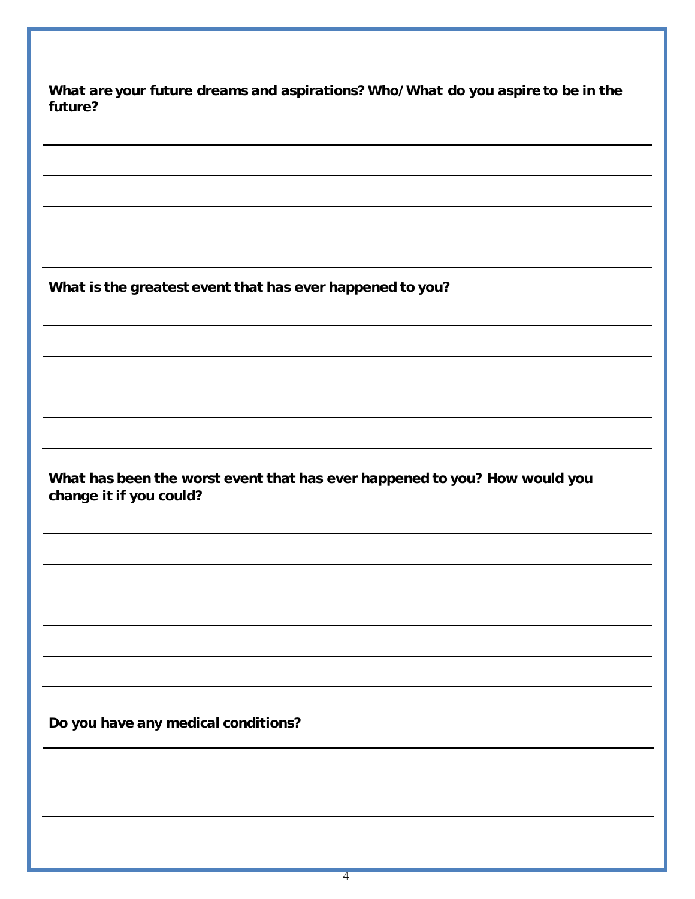**What are your future dreams and aspirations? Who/What do you aspire to be in the future?**

\_\_\_\_\_\_\_\_\_\_\_\_\_\_\_\_\_\_\_\_\_\_\_\_\_\_\_\_\_\_\_\_\_\_\_\_\_\_\_\_\_\_\_\_\_\_\_\_\_\_\_\_\_\_\_\_\_\_\_\_\_\_\_\_\_\_\_\_\_\_\_\_\_\_\_\_

\_\_\_\_\_\_\_\_\_\_\_\_\_\_\_\_\_\_\_\_\_\_\_\_\_\_\_\_\_\_\_\_\_\_\_\_\_\_\_\_\_\_\_\_\_\_\_\_\_\_\_\_\_\_\_\_\_\_\_\_\_\_\_\_\_\_\_\_\_\_\_\_\_\_\_\_

\_\_\_\_\_\_\_\_\_\_\_\_\_\_\_\_\_\_\_\_\_\_\_\_\_\_\_\_\_\_\_\_\_\_\_\_\_\_\_\_\_\_\_\_\_\_\_\_\_\_\_\_\_\_\_\_\_\_\_\_\_\_\_\_\_\_\_\_\_\_\_\_\_\_\_\_

\_\_\_\_\_\_\_\_\_\_\_\_\_\_\_\_\_\_\_\_\_\_\_\_\_\_\_\_\_\_\_\_\_\_\_\_\_\_\_\_\_\_\_\_\_\_\_\_\_\_\_\_\_\_\_\_\_\_\_\_\_\_\_\_\_\_\_\_\_\_\_\_\_\_\_\_

\_\_\_\_\_\_\_\_\_\_\_\_\_\_\_\_\_\_\_\_\_\_\_\_\_\_\_\_\_\_\_\_\_\_\_\_\_\_\_\_\_\_\_\_\_\_\_\_\_\_\_\_\_\_\_\_\_\_\_\_\_\_\_\_\_\_\_\_\_\_\_\_\_\_\_\_

**What is the greatest event that has ever happened to you?**

\_\_\_\_\_\_\_\_\_\_\_\_\_\_\_\_\_\_\_\_\_\_\_\_\_\_\_\_\_\_\_\_\_\_\_\_\_\_\_\_\_\_\_\_\_\_\_\_\_\_\_\_\_\_\_\_\_\_\_\_\_\_\_\_\_\_\_\_\_\_\_\_\_\_\_\_

\_\_\_\_\_\_\_\_\_\_\_\_\_\_\_\_\_\_\_\_\_\_\_\_\_\_\_\_\_\_\_\_\_\_\_\_\_\_\_\_\_\_\_\_\_\_\_\_\_\_\_\_\_\_\_\_\_\_\_\_\_\_\_\_\_\_\_\_\_\_\_\_\_\_\_\_

\_\_\_\_\_\_\_\_\_\_\_\_\_\_\_\_\_\_\_\_\_\_\_\_\_\_\_\_\_\_\_\_\_\_\_\_\_\_\_\_\_\_\_\_\_\_\_\_\_\_\_\_\_\_\_\_\_\_\_\_\_\_\_\_\_\_\_\_\_\_\_\_\_\_\_\_

\_\_\_\_\_\_\_\_\_\_\_\_\_\_\_\_\_\_\_\_\_\_\_\_\_\_\_\_\_\_\_\_\_\_\_\_\_\_\_\_\_\_\_\_\_\_\_\_\_\_\_\_\_\_\_\_\_\_\_\_\_\_\_\_\_\_\_\_\_\_\_\_\_\_\_\_

\_\_\_\_\_\_\_\_\_\_\_\_\_\_\_\_\_\_\_\_\_\_\_\_\_\_\_\_\_\_\_\_\_\_\_\_\_\_\_\_\_\_\_\_\_\_\_\_\_\_\_\_\_\_\_\_\_\_\_\_\_\_\_\_\_\_\_\_\_\_\_\_\_\_\_\_

**What has been the worst event that has ever happened to you? How would you change it if you could?**

\_\_\_\_\_\_\_\_\_\_\_\_\_\_\_\_\_\_\_\_\_\_\_\_\_\_\_\_\_\_\_\_\_\_\_\_\_\_\_\_\_\_\_\_\_\_\_\_\_\_\_\_\_\_\_\_\_\_\_\_\_\_\_\_\_\_\_\_\_\_\_\_\_\_\_\_

\_\_\_\_\_\_\_\_\_\_\_\_\_\_\_\_\_\_\_\_\_\_\_\_\_\_\_\_\_\_\_\_\_\_\_\_\_\_\_\_\_\_\_\_\_\_\_\_\_\_\_\_\_\_\_\_\_\_\_\_\_\_\_\_\_\_\_\_\_\_\_\_\_\_\_\_

\_\_\_\_\_\_\_\_\_\_\_\_\_\_\_\_\_\_\_\_\_\_\_\_\_\_\_\_\_\_\_\_\_\_\_\_\_\_\_\_\_\_\_\_\_\_\_\_\_\_\_\_\_\_\_\_\_\_\_\_\_\_\_\_\_\_\_\_\_\_\_\_\_\_\_\_

\_\_\_\_\_\_\_\_\_\_\_\_\_\_\_\_\_\_\_\_\_\_\_\_\_\_\_\_\_\_\_\_\_\_\_\_\_\_\_\_\_\_\_\_\_\_\_\_\_\_\_\_\_\_\_\_\_\_\_\_\_\_\_\_\_\_\_\_\_\_\_\_\_\_\_\_

\_\_\_\_\_\_\_\_\_\_\_\_\_\_\_\_\_\_\_\_\_\_\_\_\_\_\_\_\_\_\_\_\_\_\_\_\_\_\_\_\_\_\_\_\_\_\_\_\_\_\_\_\_\_\_\_\_\_\_\_\_\_\_\_\_\_\_\_\_\_\_\_\_\_\_\_

\_\_\_\_\_\_\_\_\_\_\_\_\_\_\_\_\_\_\_\_\_\_\_\_\_\_\_\_\_\_\_\_\_\_\_\_\_\_\_\_\_\_\_\_\_\_\_\_\_\_\_\_\_\_\_\_\_\_\_\_\_\_\_\_\_\_\_\_\_\_\_\_\_\_\_\_

**Do you have any medical conditions?**

\_\_\_\_\_\_\_\_\_\_\_\_\_\_\_\_\_\_\_\_\_\_\_\_\_\_\_\_\_\_\_\_\_\_\_\_\_\_\_\_\_\_\_\_\_\_\_\_\_\_\_\_\_\_\_\_\_\_\_\_\_\_\_\_\_\_\_\_\_\_\_\_\_\_\_\_

\_\_\_\_\_\_\_\_\_\_\_\_\_\_\_\_\_\_\_\_\_\_\_\_\_\_\_\_\_\_\_\_\_\_\_\_\_\_\_\_\_\_\_\_\_\_\_\_\_\_\_\_\_\_\_\_\_\_\_\_\_\_\_\_\_\_\_\_\_\_\_\_\_\_\_\_

\_\_\_\_\_\_\_\_\_\_\_\_\_\_\_\_\_\_\_\_\_\_\_\_\_\_\_\_\_\_\_\_\_\_\_\_\_\_\_\_\_\_\_\_\_\_\_\_\_\_\_\_\_\_\_\_\_\_\_\_\_\_\_\_\_\_\_\_\_\_\_\_\_\_\_\_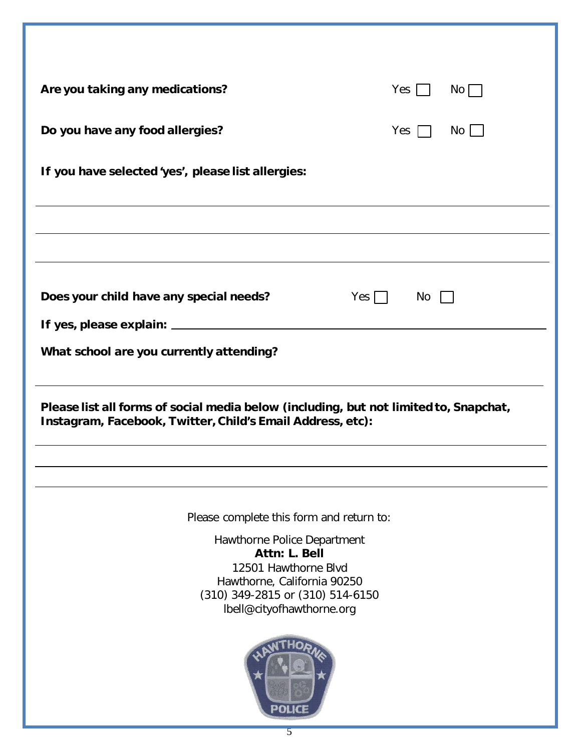**Are you taking any medications?** Yes ☐ No ☐

**Do you have any food allergies?** Yes ☐ No ☐

**If you have selected 'yes', please list allergies:**

___

___

___

**Does your child have any special needs?** Yes ☐ No ☐

**If yes, please explain:** ___

**What school are you currently attending?**

___

**Please list all forms of social media below (including, but not limited to, Snapchat, Instagram, Facebook, Twitter, Child's Email Address, etc):**

___

___

___

Please complete this form and return to:

Hawthorne Police Department
**Attn: L. Bell**
12501 Hawthorne Blvd
Hawthorne, California 90250
(310) 349-2815 or (310) 514-6150
lbell@cityofhawthorne.org